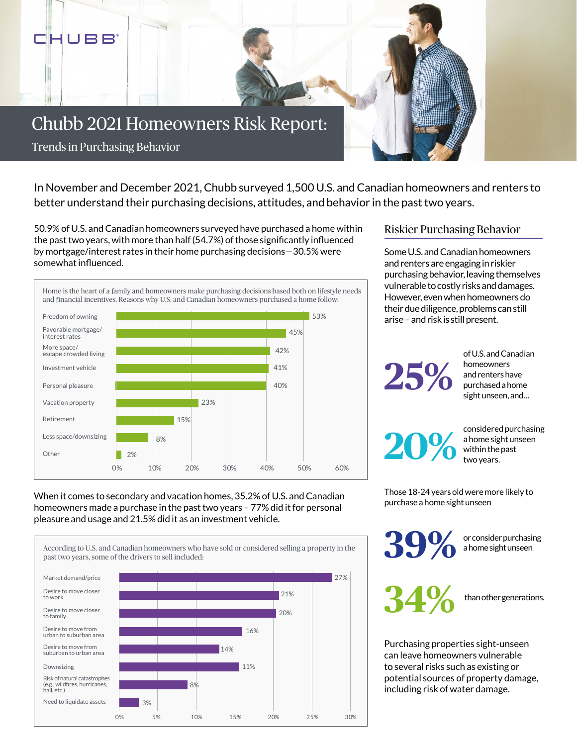CHUBB

# Chubb 2021 Homeowners Risk Report:

## Trends in Purchasing Behavior

In November and December 2021, Chubb surveyed 1,500 U.S. and Canadian homeowners and renters to better understand their purchasing decisions, attitudes, and behavior in the past two years.

50.9% of U.S. and Canadian homeowners surveyed have purchased a home within the past two years, with more than half (54.7%) of those significantly influenced by mortgage/interest rates in their home purchasing decisions—30.5% were somewhat influenced.

Home is the heart of a family and homeowners make purchasing decisions based both on lifestyle needs and financial incentives. Reasons why U.S. and Canadian homeowners purchased a home follow:

| Reason | Percentage |
|---|---|
| Freedom of owning | 53% |
| Favorable mortgage/ interest rates | 45% |
| More space/ escape crowded living | 42% |
| Investment vehicle | 41% |
| Personal pleasure | 40% |
| Vacation property | 23% |
| Retirement | 15% |
| Less space/downsizing | 8% |
| Other | 2% |

When it comes to secondary and vacation homes, 35.2% of U.S. and Canadian homeowners made a purchase in the past two years – 77% did it for personal pleasure and usage and 21.5% did it as an investment vehicle.

According to U.S. and Canadian homeowners who have sold or considered selling a property in the past two years, some of the drivers to sell included:

| Driver | Percentage |
|---|---|
| Market demand/price | 27% |
| Desire to move closer to work | 21% |
| Desire to move closer to family | 20% |
| Desire to move from urban to suburban area | 16% |
| Desire to move from suburban to urban area | 14% |
| Downsizing | 11% |
| Risk of natural catastrophes (e.g., wildfires, hurricanes, hail, etc.) | 8% |
| Need to liquidate assets | 3% |

## Riskier Purchasing Behavior

Some U.S. and Canadian homeowners and renters are engaging in riskier purchasing behavior, leaving themselves vulnerable to costly risks and damages. However, even when homeowners do their due diligence, problems can still arise – and risk is still present.

**25%** of U.S. and Canadian homeowners and renters have purchased a home sight unseen, and…

**20%** considered purchasing a home sight unseen within the past two years.

Those 18-24 years old were more likely to purchase a home sight unseen

**39%** or consider purchasing a home sight unseen

**34%** than other generations.

Purchasing properties sight-unseen can leave homeowners vulnerable to several risks such as existing or potential sources of property damage, including risk of water damage.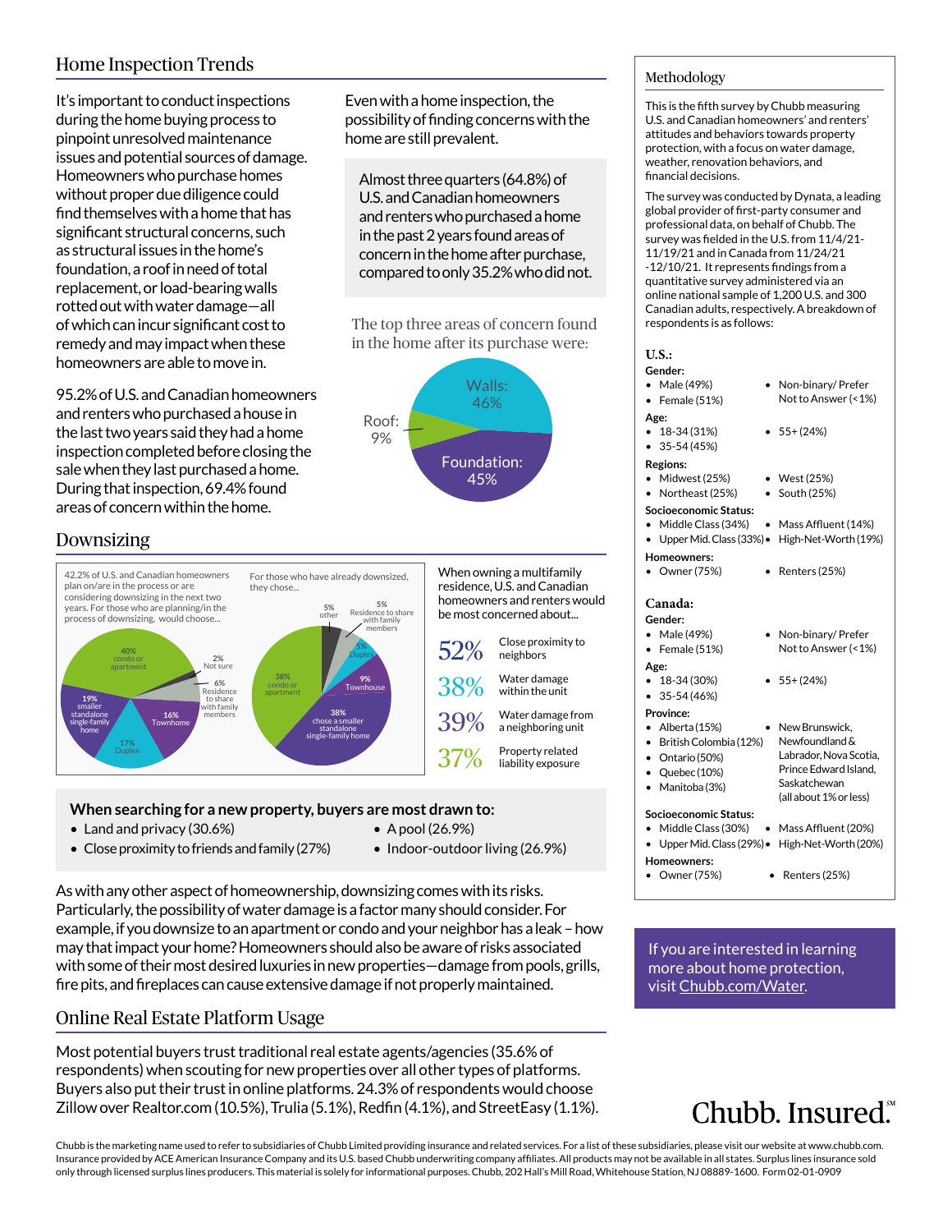## Home Inspection Trends

It's important to conduct inspections during the home buying process to pinpoint unresolved maintenance issues and potential sources of damage. Homeowners who purchase homes without proper due diligence could find themselves with a home that has significant structural concerns, such as structural issues in the home's foundation, a roof in need of total replacement, or load-bearing walls rotted out with water damage—all of which can incur significant cost to remedy and may impact when these homeowners are able to move in.

95.2% of U.S. and Canadian homeowners and renters who purchased a house in the last two years said they had a home inspection completed before closing the sale when they last purchased a home. During that inspection, 69.4% found areas of concern within the home.

Even with a home inspection, the possibility of finding concerns with the home are still prevalent.

Almost three quarters (64.8%) of U.S. and Canadian homeowners and renters who purchased a home in the past 2 years found areas of concern in the home after purchase, compared to only 35.2% who did not.

The top three areas of concern found in the home after its purchase were:

Walls: 46%
Roof: 9%
Foundation: 45%

## Downsizing

42.2% of U.S. and Canadian homeowners plan on/are in the process or are considering downsizing in the next two years. For those who are planning/in the process of downsizing, would choose...

40% condo or apartment
2% Not sure
6% Residence to share with family members
16% Townhome
17% Duplex
19% smaller standalone single-family home

For those who have already downsized, they chose...

5% other
5% Residence to share with family members
5% Duplex
9% Townhouse
38% chose a smaller standalone single-family home
38% condo or apartment

When owning a multifamily residence, U.S. and Canadian homeowners and renters would be most concerned about...

- 52% Close proximity to neighbors
- 38% Water damage within the unit
- 39% Water damage from a neighboring unit
- 37% Property related liability exposure

**When searching for a new property, buyers are most drawn to:**

- Land and privacy (30.6%)
- Close proximity to friends and family (27%)
- A pool (26.9%)
- Indoor-outdoor living (26.9%)

As with any other aspect of homeownership, downsizing comes with its risks. Particularly, the possibility of water damage is a factor many should consider. For example, if you downsize to an apartment or condo and your neighbor has a leak – how may that impact your home? Homeowners should also be aware of risks associated with some of their most desired luxuries in new properties—damage from pools, grills, fire pits, and fireplaces can cause extensive damage if not properly maintained.

## Online Real Estate Platform Usage

Most potential buyers trust traditional real estate agents/agencies (35.6% of respondents) when scouting for new properties over all other types of platforms. Buyers also put their trust in online platforms. 24.3% of respondents would choose Zillow over Realtor.com (10.5%), Trulia (5.1%), Redfin (4.1%), and StreetEasy (1.1%).

## Methodology

This is the fifth survey by Chubb measuring U.S. and Canadian homeowners' and renters' attitudes and behaviors towards property protection, with a focus on water damage, weather, renovation behaviors, and financial decisions.

The survey was conducted by Dynata, a leading global provider of first-party consumer and professional data, on behalf of Chubb. The survey was fielded in the U.S. from 11/4/21-11/19/21 and in Canada from 11/24/21 -12/10/21. It represents findings from a quantitative survey administered via an online national sample of 1,200 U.S. and 300 Canadian adults, respectively. A breakdown of respondents is as follows:

### U.S.:

**Gender:**
- Male (49%)
- Female (51%)
- Non-binary/ Prefer Not to Answer (<1%)

**Age:**
- 18-34 (31%)
- 35-54 (45%)
- 55+ (24%)

**Regions:**
- Midwest (25%)
- Northeast (25%)
- West (25%)
- South (25%)

**Socioeconomic Status:**
- Middle Class (34%)
- Upper Mid. Class (33%)
- Mass Affluent (14%)
- High-Net-Worth (19%)

**Homeowners:**
- Owner (75%)
- Renters (25%)

### Canada:

**Gender:**
- Male (49%)
- Female (51%)
- Non-binary/ Prefer Not to Answer (<1%)

**Age:**
- 18-34 (30%)
- 35-54 (46%)
- 55+ (24%)

**Province:**
- Alberta (15%)
- British Colombia (12%)
- Ontario (50%)
- Quebec (10%)
- Manitoba (3%)
- New Brunswick, Newfoundland & Labrador, Nova Scotia, Prince Edward Island, Saskatchewan (all about 1% or less)

**Socioeconomic Status:**
- Middle Class (30%)
- Upper Mid. Class (29%)
- Mass Affluent (20%)
- High-Net-Worth (20%)

**Homeowners:**
- Owner (75%)
- Renters (25%)

If you are interested in learning more about home protection, visit Chubb.com/Water.

Chubb. Insured.℠

Chubb is the marketing name used to refer to subsidiaries of Chubb Limited providing insurance and related services. For a list of these subsidiaries, please visit our website at www.chubb.com. Insurance provided by ACE American Insurance Company and its U.S. based Chubb underwriting company affiliates. All products may not be available in all states. Surplus lines insurance sold only through licensed surplus lines producers. This material is solely for informational purposes. Chubb, 202 Hall's Mill Road, Whitehouse Station, NJ 08889-1600. Form 02-01-0909